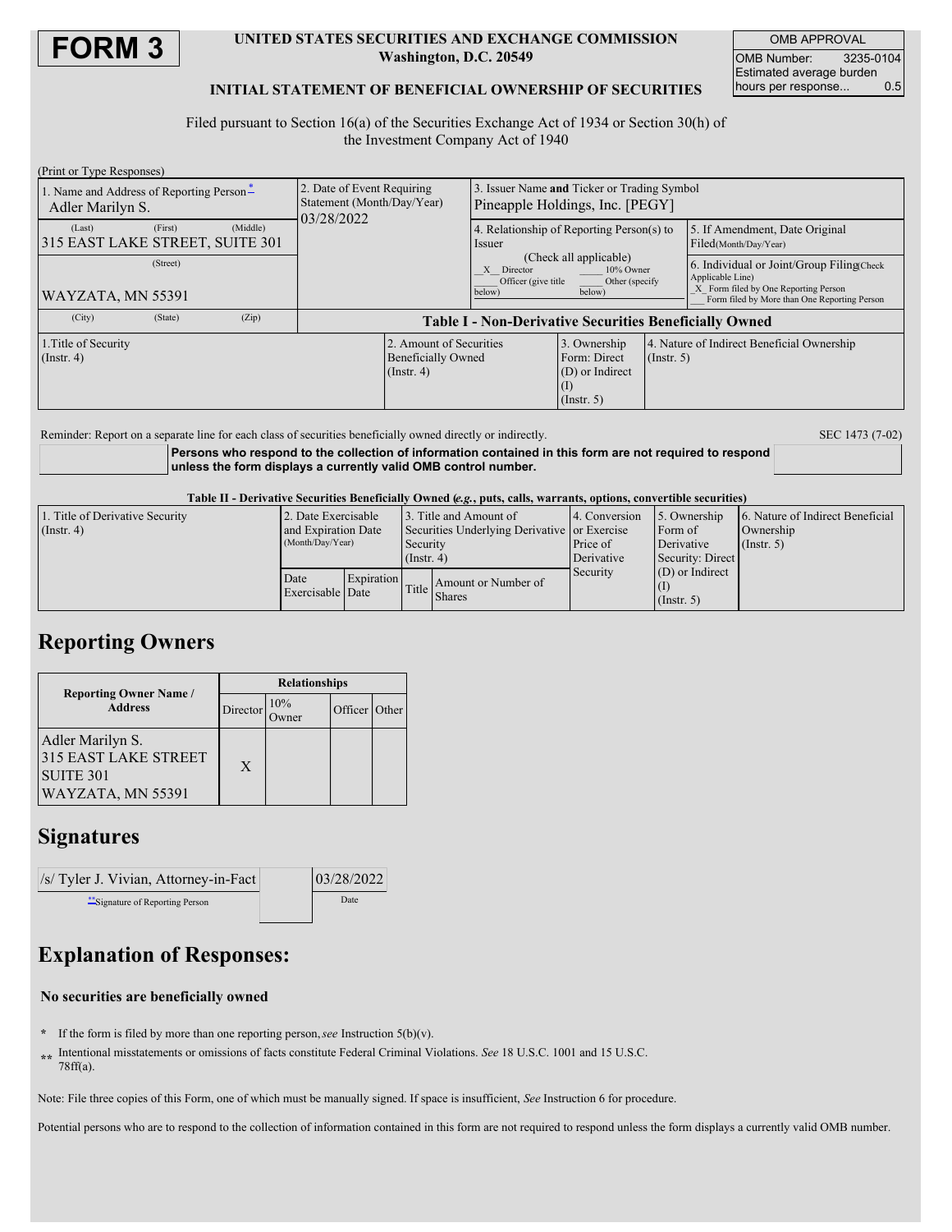# FORM 3

**UNITED STATES SECURITIES AND EXCHANGE COMMISSION**
**Washington, D.C. 20549**

**INITIAL STATEMENT OF BENEFICIAL OWNERSHIP OF SECURITIES**

| OMB APPROVAL | |
|---|---|
| OMB Number: | 3235-0104 |
| Estimated average burden hours per response... | 0.5 |

Filed pursuant to Section 16(a) of the Securities Exchange Act of 1934 or Section 30(h) of the Investment Company Act of 1940

(Print or Type Responses)

| 1. Name and Address of Reporting Person* | 2. Date of Event Requiring Statement (Month/Day/Year) | 3. Issuer Name and Ticker or Trading Symbol |
|---|---|---|
| Adler Marilyn S. (Last) (First) (Middle) 315 EAST LAKE STREET, SUITE 301 (Street) WAYZATA, MN 55391 (City) (State) (Zip) | 03/28/2022 | Pineapple Holdings, Inc. [PEGY] |

4. Relationship of Reporting Person(s) to Issuer (Check all applicable)
_X_ Director ___ 10% Owner ___ Officer (give title below) ___ Other (specify below)

5. If Amendment, Date Original Filed (Month/Day/Year)

6. Individual or Joint/Group Filing (Check Applicable Line)
_X_ Form filed by One Reporting Person
___ Form filed by More than One Reporting Person

**Table I - Non-Derivative Securities Beneficially Owned**

| 1.Title of Security (Instr. 4) | 2. Amount of Securities Beneficially Owned (Instr. 4) | 3. Ownership Form: Direct (D) or Indirect (I) (Instr. 5) | 4. Nature of Indirect Beneficial Ownership (Instr. 5) |
|---|---|---|---|

Reminder: Report on a separate line for each class of securities beneficially owned directly or indirectly.

SEC 1473 (7-02)

**Persons who respond to the collection of information contained in this form are not required to respond unless the form displays a currently valid OMB control number.**

**Table II - Derivative Securities Beneficially Owned (*e.g.*, puts, calls, warrants, options, convertible securities)**

| 1. Title of Derivative Security (Instr. 4) | 2. Date Exercisable and Expiration Date (Month/Day/Year) | | 3. Title and Amount of Securities Underlying Derivative Security (Instr. 4) | | 4. Conversion or Exercise Price of Derivative Security | 5. Ownership Form of Derivative Security: Direct (D) or Indirect (I) (Instr. 5) | 6. Nature of Indirect Beneficial Ownership (Instr. 5) |
|---|---|---|---|---|---|---|---|
| | Date Exercisable | Expiration Date | Title | Amount or Number of Shares | | | |

## Reporting Owners

| Reporting Owner Name / Address | Relationships | | | |
|---|---|---|---|---|
| | Director | 10% Owner | Officer | Other |
| Adler Marilyn S. 315 EAST LAKE STREET SUITE 301 WAYZATA, MN 55391 | X | | | |

## Signatures

| /s/ Tyler J. Vivian, Attorney-in-Fact | 03/28/2022 |
|---|---|
| **Signature of Reporting Person | Date |

## Explanation of Responses:

**No securities are beneficially owned**

\* If the form is filed by more than one reporting person, *see* Instruction 5(b)(v).

\*\* Intentional misstatements or omissions of facts constitute Federal Criminal Violations. *See* 18 U.S.C. 1001 and 15 U.S.C. 78ff(a).

Note: File three copies of this Form, one of which must be manually signed. If space is insufficient, *See* Instruction 6 for procedure.

Potential persons who are to respond to the collection of information contained in this form are not required to respond unless the form displays a currently valid OMB number.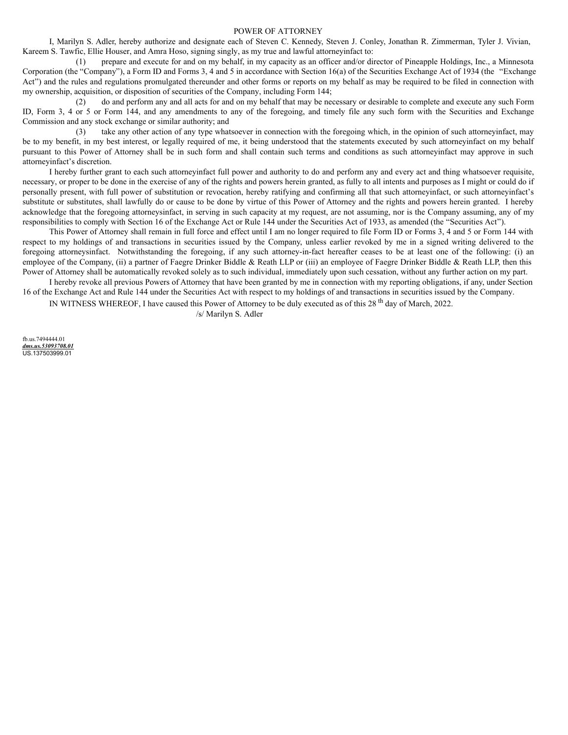# POWER OF ATTORNEY

I, Marilyn S. Adler, hereby authorize and designate each of Steven C. Kennedy, Steven J. Conley, Jonathan R. Zimmerman, Tyler J. Vivian, Kareem S. Tawfic, Ellie Houser, and Amra Hoso, signing singly, as my true and lawful attorneyinfact to:

(1) prepare and execute for and on my behalf, in my capacity as an officer and/or director of Pineapple Holdings, Inc., a Minnesota Corporation (the "Company"), a Form ID and Forms 3, 4 and 5 in accordance with Section 16(a) of the Securities Exchange Act of 1934 (the "Exchange Act") and the rules and regulations promulgated thereunder and other forms or reports on my behalf as may be required to be filed in connection with my ownership, acquisition, or disposition of securities of the Company, including Form 144;

(2) do and perform any and all acts for and on my behalf that may be necessary or desirable to complete and execute any such Form ID, Form 3, 4 or 5 or Form 144, and any amendments to any of the foregoing, and timely file any such form with the Securities and Exchange Commission and any stock exchange or similar authority; and

(3) take any other action of any type whatsoever in connection with the foregoing which, in the opinion of such attorneyinfact, may be to my benefit, in my best interest, or legally required of me, it being understood that the statements executed by such attorneyinfact on my behalf pursuant to this Power of Attorney shall be in such form and shall contain such terms and conditions as such attorneyinfact may approve in such attorneyinfact's discretion.

I hereby further grant to each such attorneyinfact full power and authority to do and perform any and every act and thing whatsoever requisite, necessary, or proper to be done in the exercise of any of the rights and powers herein granted, as fully to all intents and purposes as I might or could do if personally present, with full power of substitution or revocation, hereby ratifying and confirming all that such attorneyinfact, or such attorneyinfact's substitute or substitutes, shall lawfully do or cause to be done by virtue of this Power of Attorney and the rights and powers herein granted. I hereby acknowledge that the foregoing attorneysinfact, in serving in such capacity at my request, are not assuming, nor is the Company assuming, any of my responsibilities to comply with Section 16 of the Exchange Act or Rule 144 under the Securities Act of 1933, as amended (the "Securities Act").

This Power of Attorney shall remain in full force and effect until I am no longer required to file Form ID or Forms 3, 4 and 5 or Form 144 with respect to my holdings of and transactions in securities issued by the Company, unless earlier revoked by me in a signed writing delivered to the foregoing attorneysinfact. Notwithstanding the foregoing, if any such attorney-in-fact hereafter ceases to be at least one of the following: (i) an employee of the Company, (ii) a partner of Faegre Drinker Biddle & Reath LLP or (iii) an employee of Faegre Drinker Biddle & Reath LLP, then this Power of Attorney shall be automatically revoked solely as to such individual, immediately upon such cessation, without any further action on my part.

I hereby revoke all previous Powers of Attorney that have been granted by me in connection with my reporting obligations, if any, under Section 16 of the Exchange Act and Rule 144 under the Securities Act with respect to my holdings of and transactions in securities issued by the Company.

IN WITNESS WHEREOF, I have caused this Power of Attorney to be duly executed as of this 28 th day of March, 2022.

/s/ Marilyn S. Adler

fb.us.7494444.01
***dms.us.53093708.01***
US.137503999.01